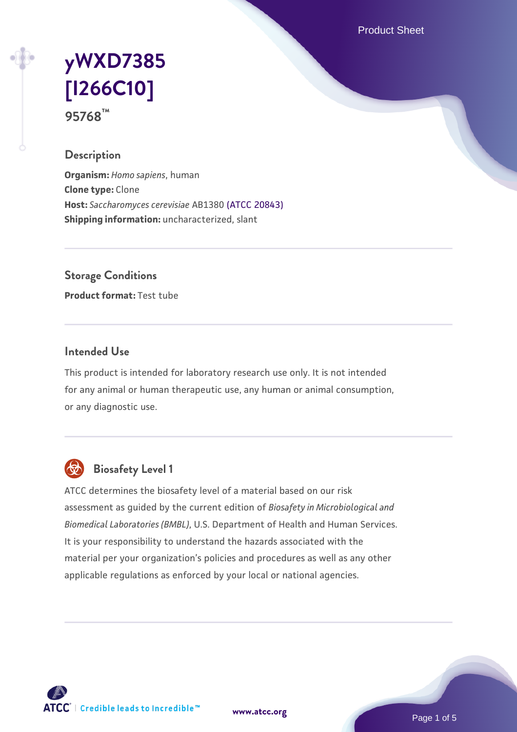# yWXD7385 [I266C10]

95768™

## Description

**Organism:** *Homo sapiens*, human
**Clone type:** Clone
**Host:** *Saccharomyces cerevisiae* AB1380 (ATCC 20843)
**Shipping information:** uncharacterized, slant

## Storage Conditions

**Product format:** Test tube

## Intended Use

This product is intended for laboratory research use only. It is not intended for any animal or human therapeutic use, any human or animal consumption, or any diagnostic use.

## Biosafety Level 1

ATCC determines the biosafety level of a material based on our risk assessment as guided by the current edition of *Biosafety in Microbiological and Biomedical Laboratories (BMBL)*, U.S. Department of Health and Human Services. It is your responsibility to understand the hazards associated with the material per your organization's policies and procedures as well as any other applicable regulations as enforced by your local or national agencies.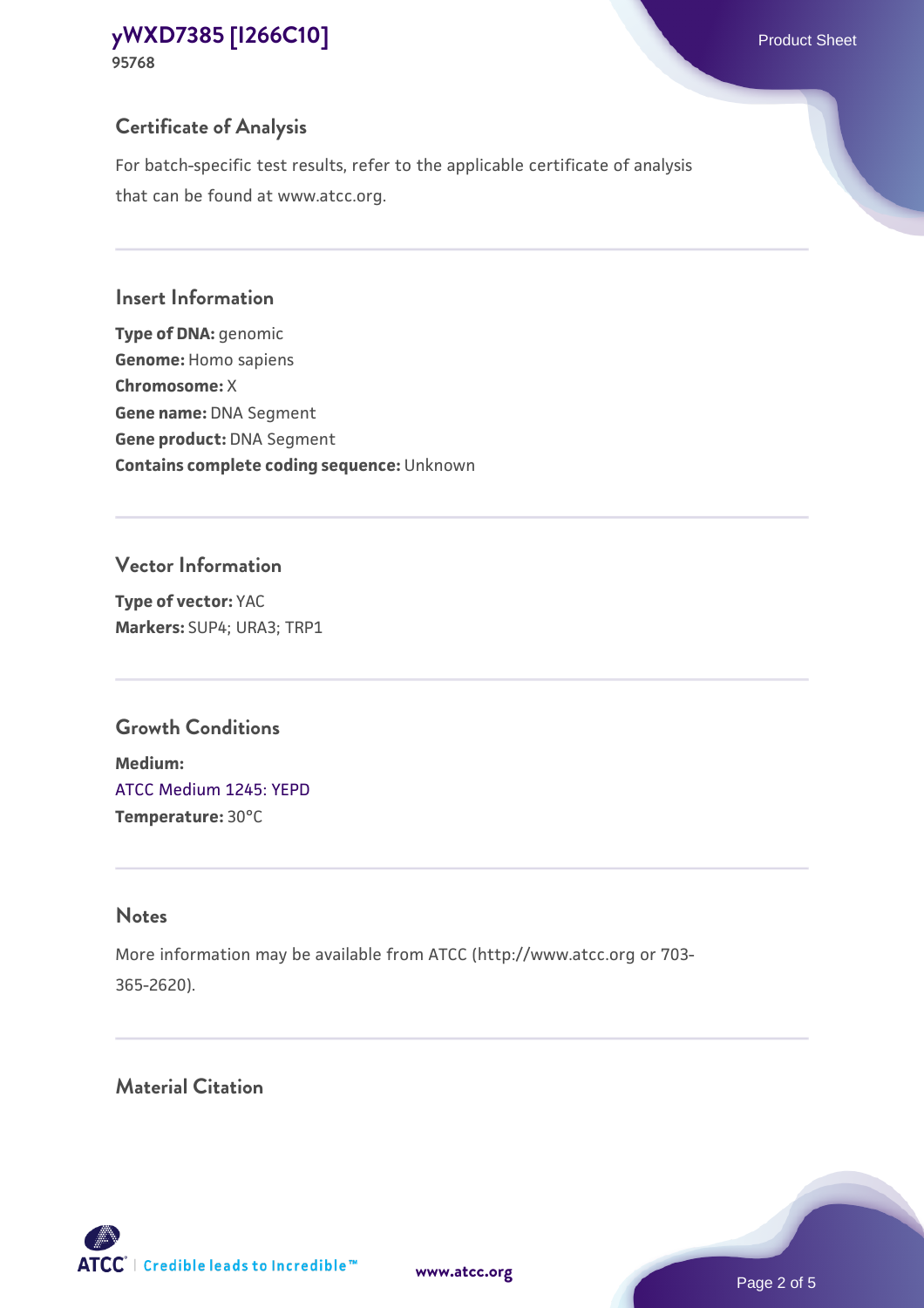## Certificate of Analysis

For batch-specific test results, refer to the applicable certificate of analysis that can be found at www.atcc.org.

## Insert Information

**Type of DNA:** genomic
**Genome:** Homo sapiens
**Chromosome:** X
**Gene name:** DNA Segment
**Gene product:** DNA Segment
**Contains complete coding sequence:** Unknown

## Vector Information

**Type of vector:** YAC
**Markers:** SUP4; URA3; TRP1

## Growth Conditions

**Medium:**
ATCC Medium 1245: YEPD
**Temperature:** 30°C

## Notes

More information may be available from ATCC (http://www.atcc.org or 703-365-2620).

## Material Citation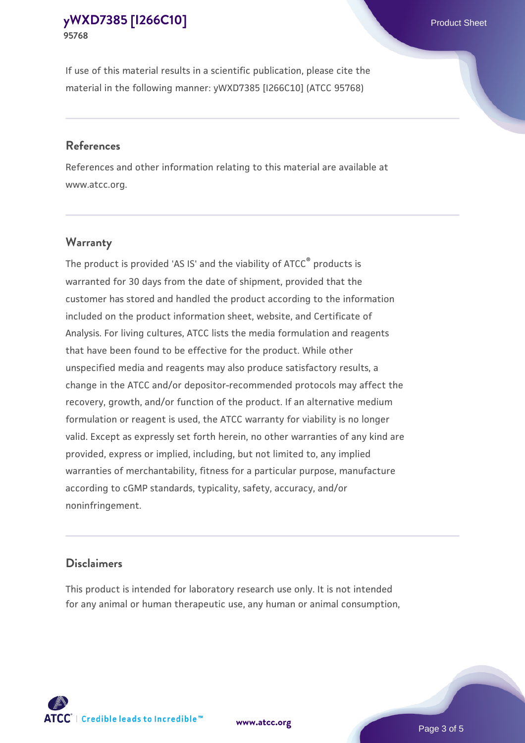If use of this material results in a scientific publication, please cite the material in the following manner: yWXD7385 [I266C10] (ATCC 95768)

## References

References and other information relating to this material are available at www.atcc.org.

## Warranty

The product is provided 'AS IS' and the viability of ATCC® products is warranted for 30 days from the date of shipment, provided that the customer has stored and handled the product according to the information included on the product information sheet, website, and Certificate of Analysis. For living cultures, ATCC lists the media formulation and reagents that have been found to be effective for the product. While other unspecified media and reagents may also produce satisfactory results, a change in the ATCC and/or depositor-recommended protocols may affect the recovery, growth, and/or function of the product. If an alternative medium formulation or reagent is used, the ATCC warranty for viability is no longer valid. Except as expressly set forth herein, no other warranties of any kind are provided, express or implied, including, but not limited to, any implied warranties of merchantability, fitness for a particular purpose, manufacture according to cGMP standards, typicality, safety, accuracy, and/or noninfringement.

## Disclaimers

This product is intended for laboratory research use only. It is not intended for any animal or human therapeutic use, any human or animal consumption,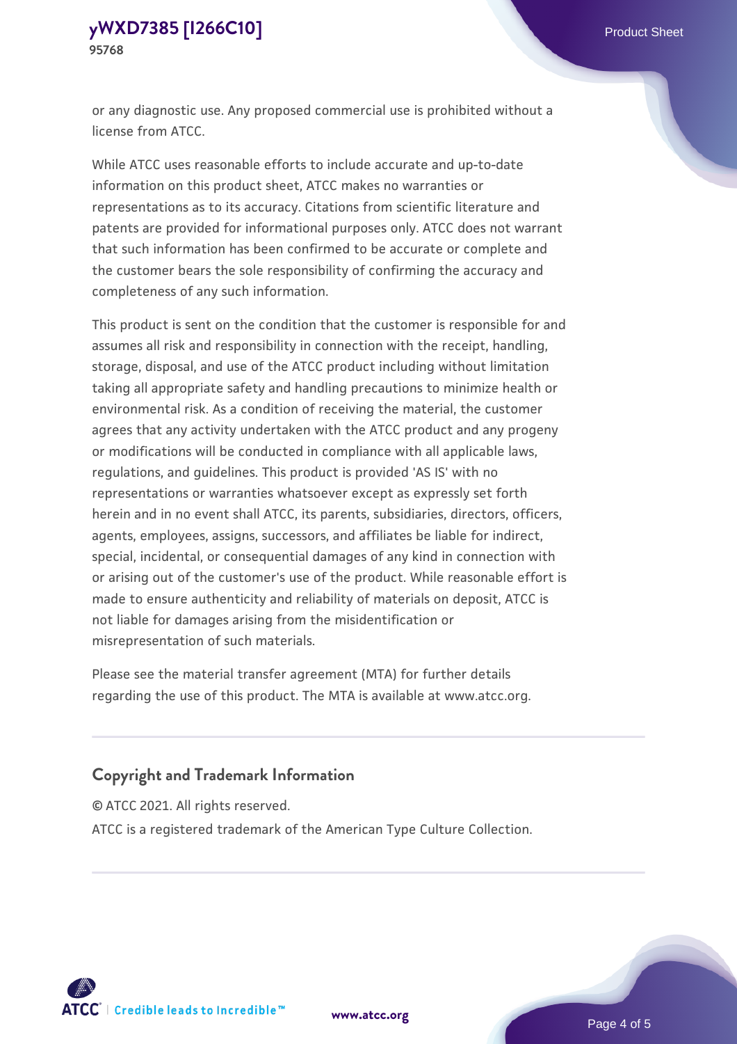or any diagnostic use. Any proposed commercial use is prohibited without a license from ATCC.

While ATCC uses reasonable efforts to include accurate and up-to-date information on this product sheet, ATCC makes no warranties or representations as to its accuracy. Citations from scientific literature and patents are provided for informational purposes only. ATCC does not warrant that such information has been confirmed to be accurate or complete and the customer bears the sole responsibility of confirming the accuracy and completeness of any such information.

This product is sent on the condition that the customer is responsible for and assumes all risk and responsibility in connection with the receipt, handling, storage, disposal, and use of the ATCC product including without limitation taking all appropriate safety and handling precautions to minimize health or environmental risk. As a condition of receiving the material, the customer agrees that any activity undertaken with the ATCC product and any progeny or modifications will be conducted in compliance with all applicable laws, regulations, and guidelines. This product is provided 'AS IS' with no representations or warranties whatsoever except as expressly set forth herein and in no event shall ATCC, its parents, subsidiaries, directors, officers, agents, employees, assigns, successors, and affiliates be liable for indirect, special, incidental, or consequential damages of any kind in connection with or arising out of the customer's use of the product. While reasonable effort is made to ensure authenticity and reliability of materials on deposit, ATCC is not liable for damages arising from the misidentification or misrepresentation of such materials.

Please see the material transfer agreement (MTA) for further details regarding the use of this product. The MTA is available at www.atcc.org.

## Copyright and Trademark Information

© ATCC 2021. All rights reserved.

ATCC is a registered trademark of the American Type Culture Collection.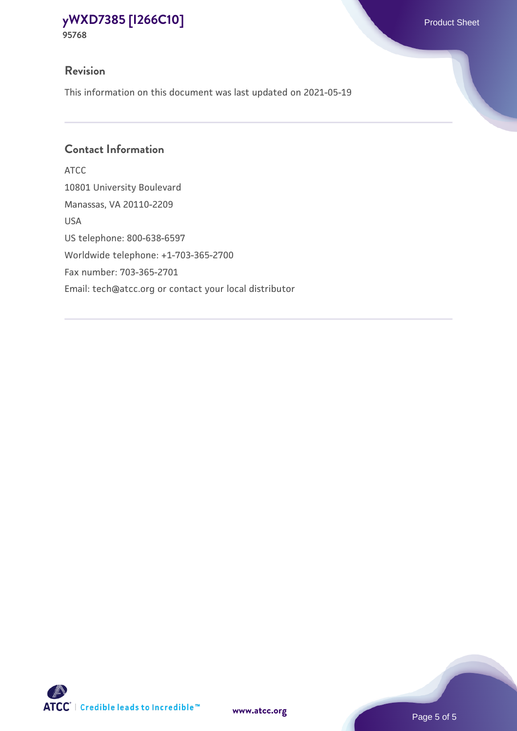## Revision

This information on this document was last updated on 2021-05-19

## Contact Information

ATCC
10801 University Boulevard
Manassas, VA 20110-2209
USA
US telephone: 800-638-6597
Worldwide telephone: +1-703-365-2700
Fax number: 703-365-2701
Email: tech@atcc.org or contact your local distributor